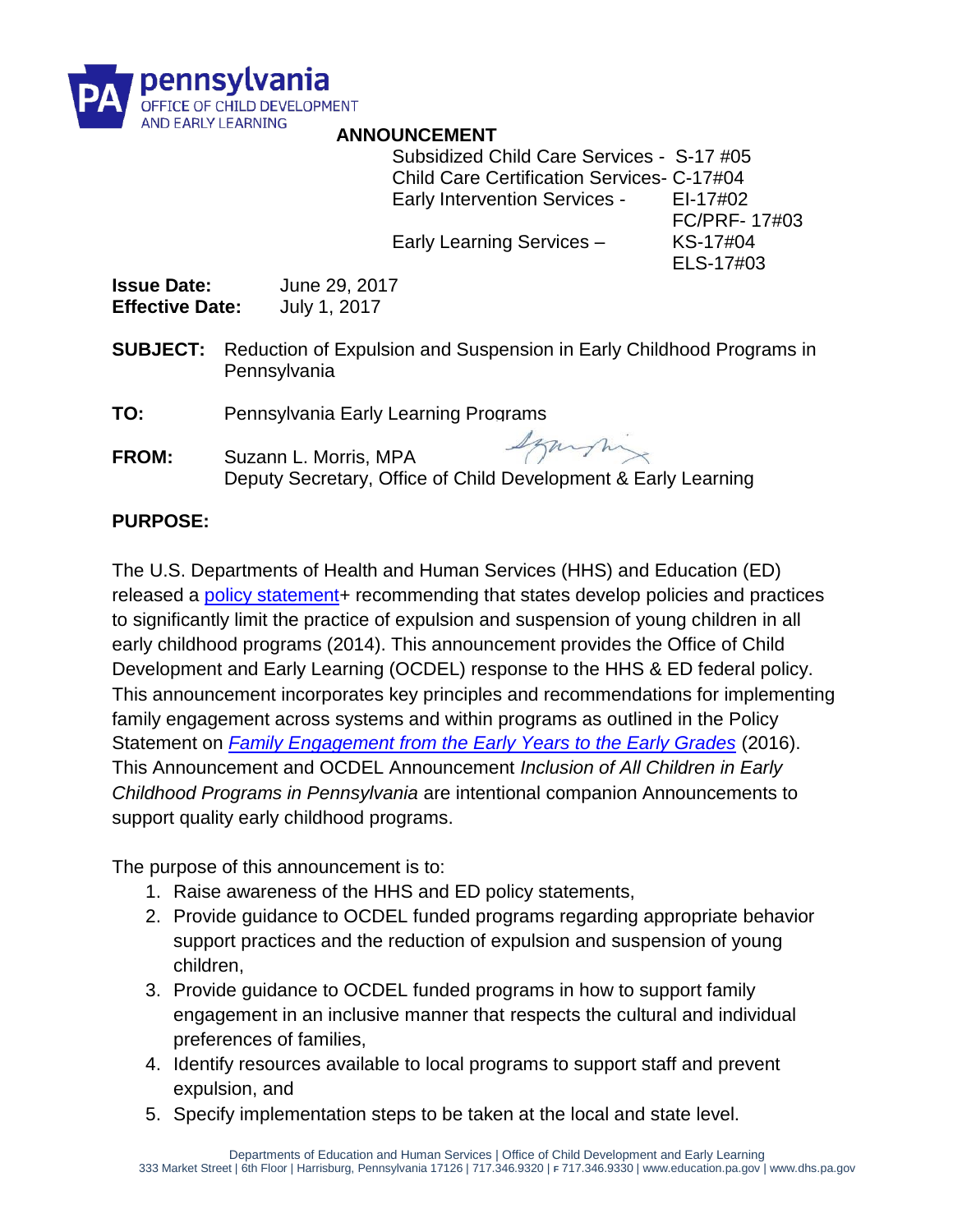pennsylvania
OFFICE OF CHILD DEVELOPMENT
AND EARLY LEARNING

# ANNOUNCEMENT

Subsidized Child Care Services - S-17 #05
Child Care Certification Services- C-17#04
Early Intervention Services - EI-17#02
FC/PRF- 17#03
Early Learning Services – KS-17#04
ELS-17#03

**Issue Date:** June 29, 2017
**Effective Date:** July 1, 2017

**SUBJECT:** Reduction of Expulsion and Suspension in Early Childhood Programs in Pennsylvania

**TO:** Pennsylvania Early Learning Programs

**FROM:** Suzann L. Morris, MPA
Deputy Secretary, Office of Child Development & Early Learning

## PURPOSE:

The U.S. Departments of Health and Human Services (HHS) and Education (ED) released a policy statement+ recommending that states develop policies and practices to significantly limit the practice of expulsion and suspension of young children in all early childhood programs (2014). This announcement provides the Office of Child Development and Early Learning (OCDEL) response to the HHS & ED federal policy. This announcement incorporates key principles and recommendations for implementing family engagement across systems and within programs as outlined in the Policy Statement on *Family Engagement from the Early Years to the Early Grades* (2016). This Announcement and OCDEL Announcement *Inclusion of All Children in Early Childhood Programs in Pennsylvania* are intentional companion Announcements to support quality early childhood programs.

The purpose of this announcement is to:

1. Raise awareness of the HHS and ED policy statements,
2. Provide guidance to OCDEL funded programs regarding appropriate behavior support practices and the reduction of expulsion and suspension of young children,
3. Provide guidance to OCDEL funded programs in how to support family engagement in an inclusive manner that respects the cultural and individual preferences of families,
4. Identify resources available to local programs to support staff and prevent expulsion, and
5. Specify implementation steps to be taken at the local and state level.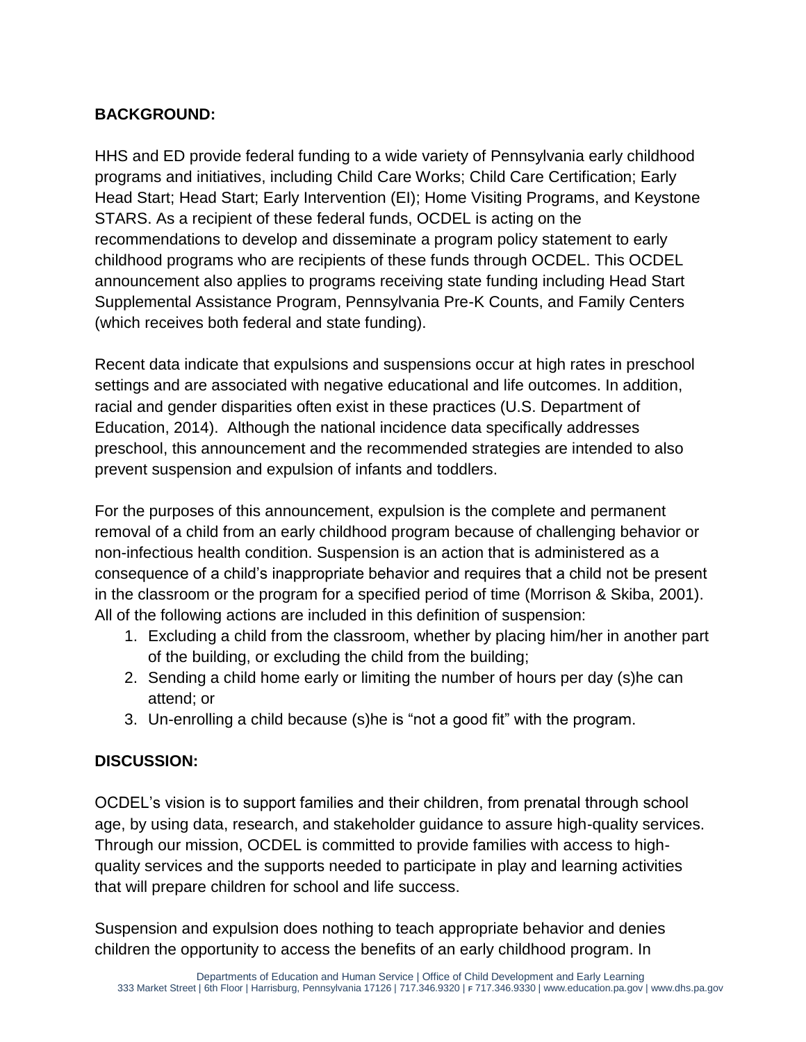## BACKGROUND:

HHS and ED provide federal funding to a wide variety of Pennsylvania early childhood programs and initiatives, including Child Care Works; Child Care Certification; Early Head Start; Head Start; Early Intervention (EI); Home Visiting Programs, and Keystone STARS. As a recipient of these federal funds, OCDEL is acting on the recommendations to develop and disseminate a program policy statement to early childhood programs who are recipients of these funds through OCDEL. This OCDEL announcement also applies to programs receiving state funding including Head Start Supplemental Assistance Program, Pennsylvania Pre-K Counts, and Family Centers (which receives both federal and state funding).

Recent data indicate that expulsions and suspensions occur at high rates in preschool settings and are associated with negative educational and life outcomes. In addition, racial and gender disparities often exist in these practices (U.S. Department of Education, 2014). Although the national incidence data specifically addresses preschool, this announcement and the recommended strategies are intended to also prevent suspension and expulsion of infants and toddlers.

For the purposes of this announcement, expulsion is the complete and permanent removal of a child from an early childhood program because of challenging behavior or non-infectious health condition. Suspension is an action that is administered as a consequence of a child's inappropriate behavior and requires that a child not be present in the classroom or the program for a specified period of time (Morrison & Skiba, 2001). All of the following actions are included in this definition of suspension:

1. Excluding a child from the classroom, whether by placing him/her in another part of the building, or excluding the child from the building;
2. Sending a child home early or limiting the number of hours per day (s)he can attend; or
3. Un-enrolling a child because (s)he is "not a good fit" with the program.

## DISCUSSION:

OCDEL's vision is to support families and their children, from prenatal through school age, by using data, research, and stakeholder guidance to assure high-quality services. Through our mission, OCDEL is committed to provide families with access to high-quality services and the supports needed to participate in play and learning activities that will prepare children for school and life success.

Suspension and expulsion does nothing to teach appropriate behavior and denies children the opportunity to access the benefits of an early childhood program. In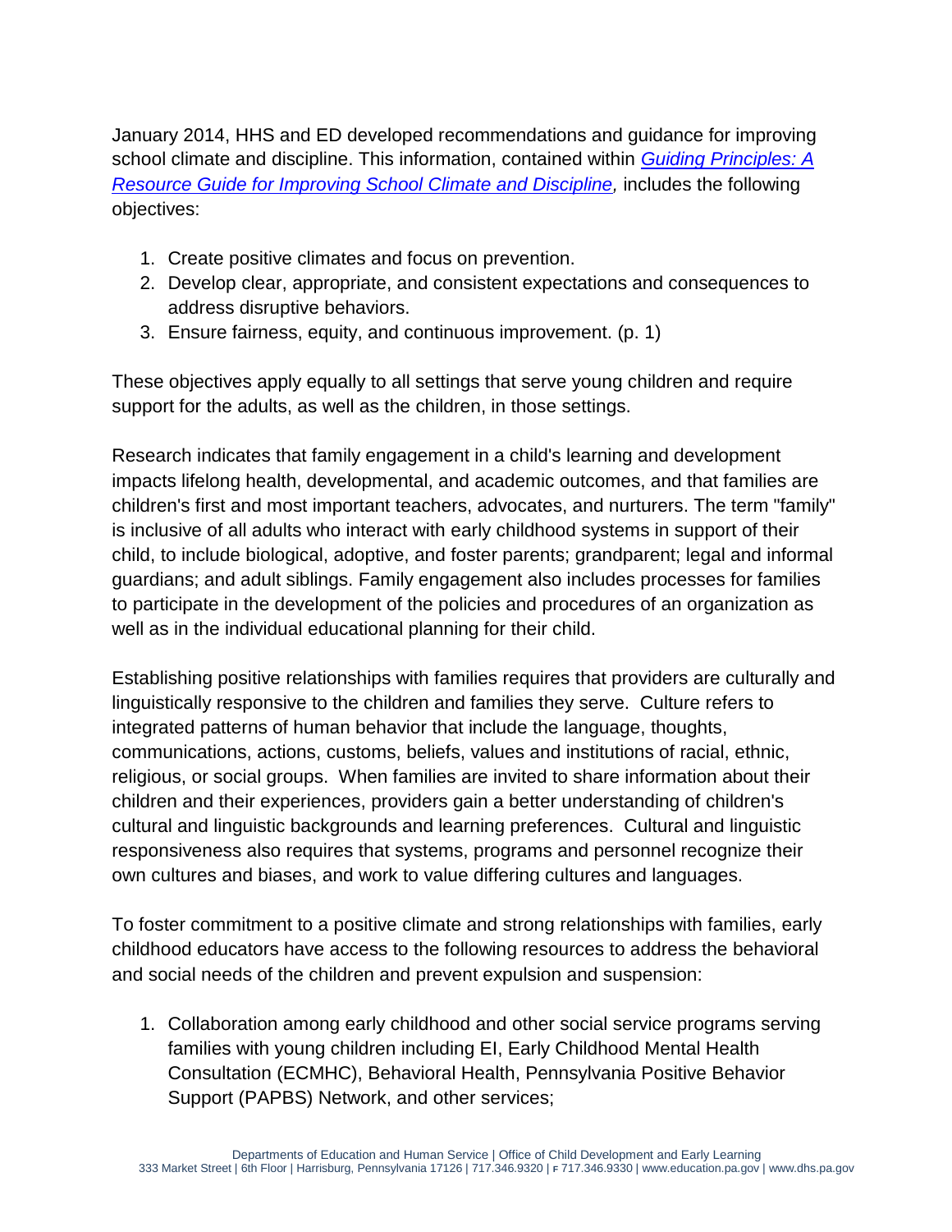January 2014, HHS and ED developed recommendations and guidance for improving school climate and discipline. This information, contained within *Guiding Principles: A Resource Guide for Improving School Climate and Discipline,* includes the following objectives:

1. Create positive climates and focus on prevention.
2. Develop clear, appropriate, and consistent expectations and consequences to address disruptive behaviors.
3. Ensure fairness, equity, and continuous improvement. (p. 1)

These objectives apply equally to all settings that serve young children and require support for the adults, as well as the children, in those settings.

Research indicates that family engagement in a child's learning and development impacts lifelong health, developmental, and academic outcomes, and that families are children's first and most important teachers, advocates, and nurturers. The term "family" is inclusive of all adults who interact with early childhood systems in support of their child, to include biological, adoptive, and foster parents; grandparent; legal and informal guardians; and adult siblings. Family engagement also includes processes for families to participate in the development of the policies and procedures of an organization as well as in the individual educational planning for their child.

Establishing positive relationships with families requires that providers are culturally and linguistically responsive to the children and families they serve. Culture refers to integrated patterns of human behavior that include the language, thoughts, communications, actions, customs, beliefs, values and institutions of racial, ethnic, religious, or social groups. When families are invited to share information about their children and their experiences, providers gain a better understanding of children's cultural and linguistic backgrounds and learning preferences. Cultural and linguistic responsiveness also requires that systems, programs and personnel recognize their own cultures and biases, and work to value differing cultures and languages.

To foster commitment to a positive climate and strong relationships with families, early childhood educators have access to the following resources to address the behavioral and social needs of the children and prevent expulsion and suspension:

1. Collaboration among early childhood and other social service programs serving families with young children including EI, Early Childhood Mental Health Consultation (ECMHC), Behavioral Health, Pennsylvania Positive Behavior Support (PAPBS) Network, and other services;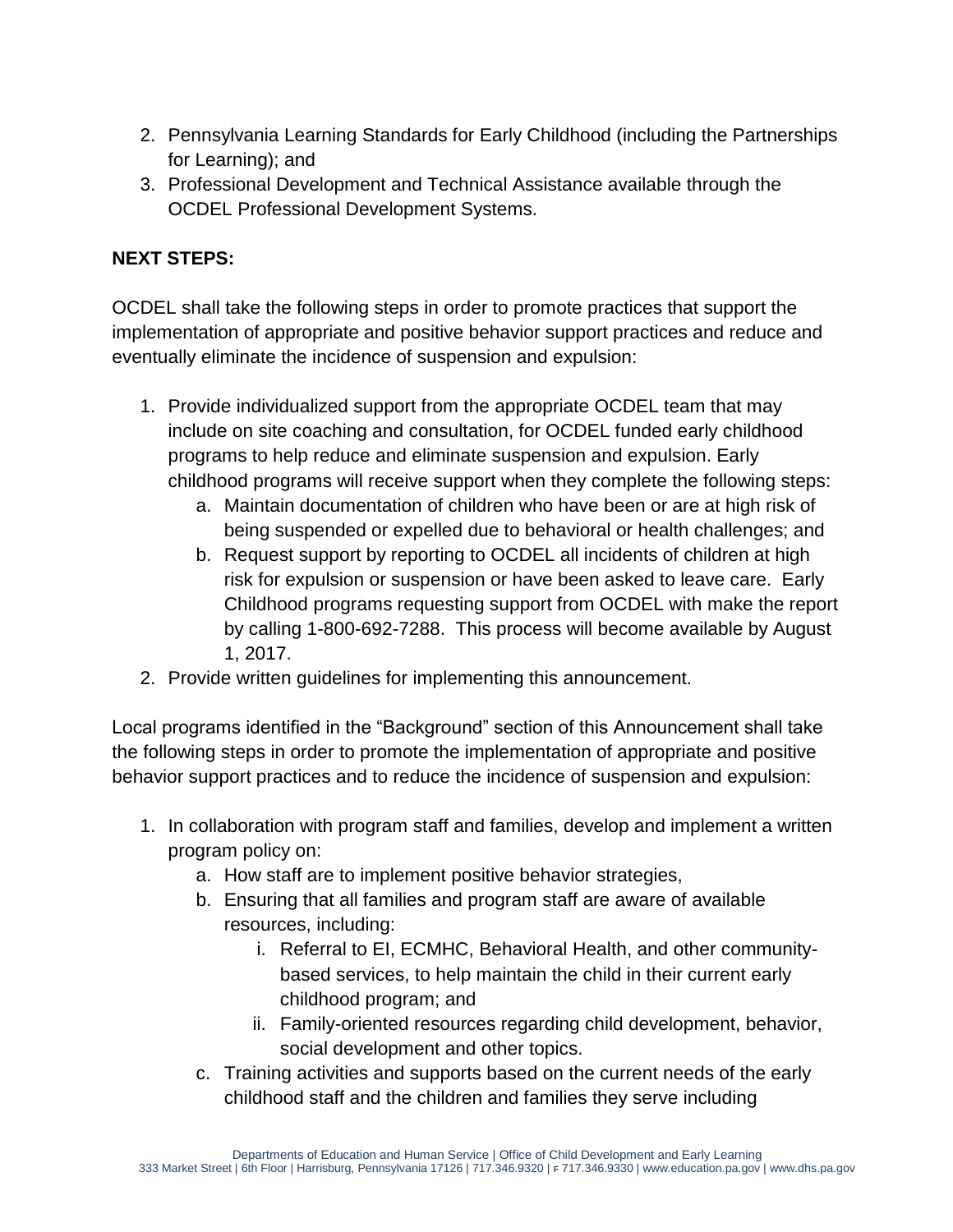2. Pennsylvania Learning Standards for Early Childhood (including the Partnerships for Learning); and
3. Professional Development and Technical Assistance available through the OCDEL Professional Development Systems.

**NEXT STEPS:**

OCDEL shall take the following steps in order to promote practices that support the implementation of appropriate and positive behavior support practices and reduce and eventually eliminate the incidence of suspension and expulsion:

1. Provide individualized support from the appropriate OCDEL team that may include on site coaching and consultation, for OCDEL funded early childhood programs to help reduce and eliminate suspension and expulsion. Early childhood programs will receive support when they complete the following steps:
    a. Maintain documentation of children who have been or are at high risk of being suspended or expelled due to behavioral or health challenges; and
    b. Request support by reporting to OCDEL all incidents of children at high risk for expulsion or suspension or have been asked to leave care. Early Childhood programs requesting support from OCDEL with make the report by calling 1-800-692-7288. This process will become available by August 1, 2017.
2. Provide written guidelines for implementing this announcement.

Local programs identified in the "Background" section of this Announcement shall take the following steps in order to promote the implementation of appropriate and positive behavior support practices and to reduce the incidence of suspension and expulsion:

1. In collaboration with program staff and families, develop and implement a written program policy on:
    a. How staff are to implement positive behavior strategies,
    b. Ensuring that all families and program staff are aware of available resources, including:
        i. Referral to EI, ECMHC, Behavioral Health, and other community-based services, to help maintain the child in their current early childhood program; and
        ii. Family-oriented resources regarding child development, behavior, social development and other topics.
    c. Training activities and supports based on the current needs of the early childhood staff and the children and families they serve including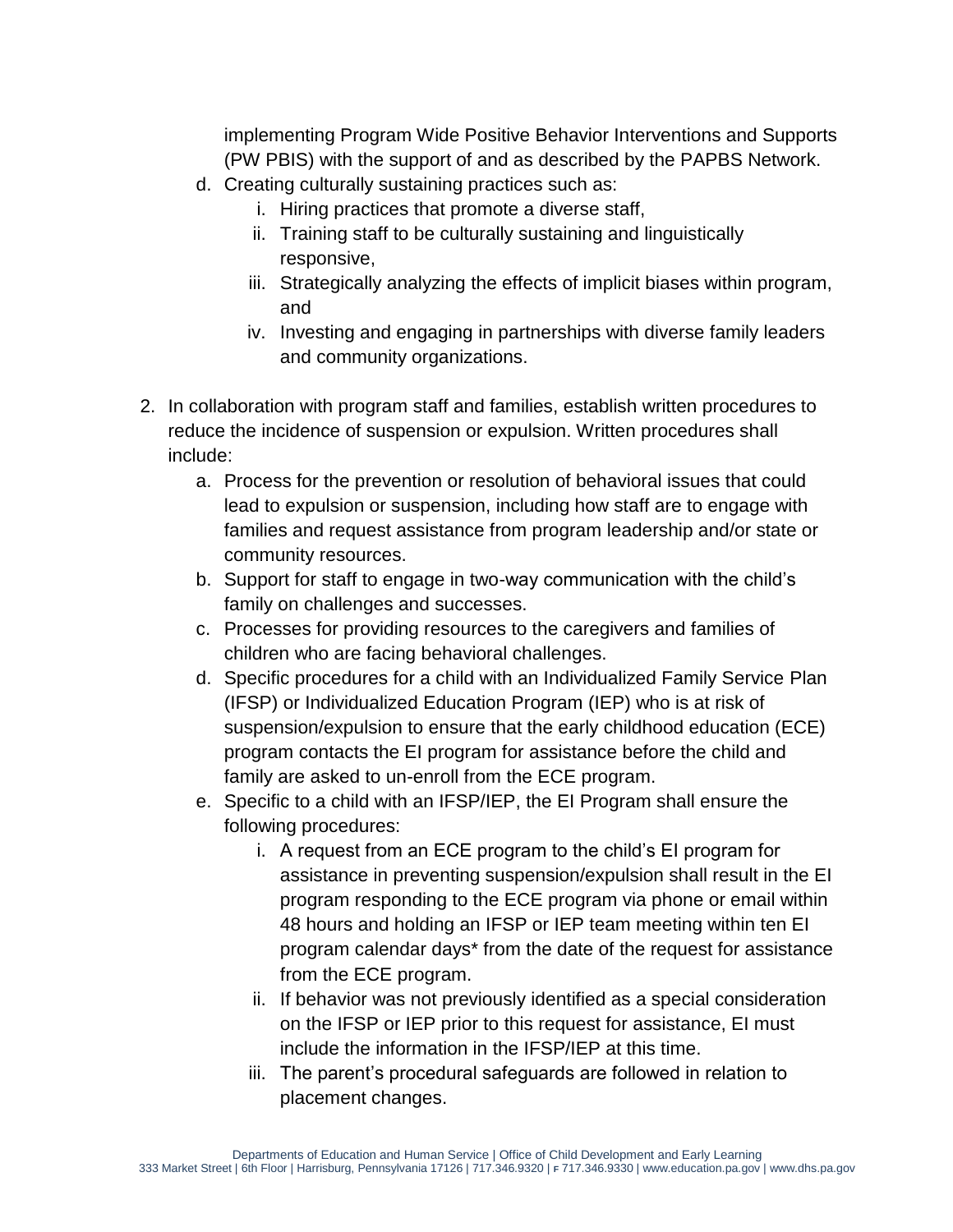implementing Program Wide Positive Behavior Interventions and Supports (PW PBIS) with the support of and as described by the PAPBS Network.

   d. Creating culturally sustaining practices such as:
      i. Hiring practices that promote a diverse staff,
      ii. Training staff to be culturally sustaining and linguistically responsive,
      iii. Strategically analyzing the effects of implicit biases within program, and
      iv. Investing and engaging in partnerships with diverse family leaders and community organizations.

2. In collaboration with program staff and families, establish written procedures to reduce the incidence of suspension or expulsion. Written procedures shall include:
   a. Process for the prevention or resolution of behavioral issues that could lead to expulsion or suspension, including how staff are to engage with families and request assistance from program leadership and/or state or community resources.
   b. Support for staff to engage in two-way communication with the child's family on challenges and successes.
   c. Processes for providing resources to the caregivers and families of children who are facing behavioral challenges.
   d. Specific procedures for a child with an Individualized Family Service Plan (IFSP) or Individualized Education Program (IEP) who is at risk of suspension/expulsion to ensure that the early childhood education (ECE) program contacts the EI program for assistance before the child and family are asked to un-enroll from the ECE program.
   e. Specific to a child with an IFSP/IEP, the EI Program shall ensure the following procedures:
      i. A request from an ECE program to the child's EI program for assistance in preventing suspension/expulsion shall result in the EI program responding to the ECE program via phone or email within 48 hours and holding an IFSP or IEP team meeting within ten EI program calendar days* from the date of the request for assistance from the ECE program.
      ii. If behavior was not previously identified as a special consideration on the IFSP or IEP prior to this request for assistance, EI must include the information in the IFSP/IEP at this time.
      iii. The parent's procedural safeguards are followed in relation to placement changes.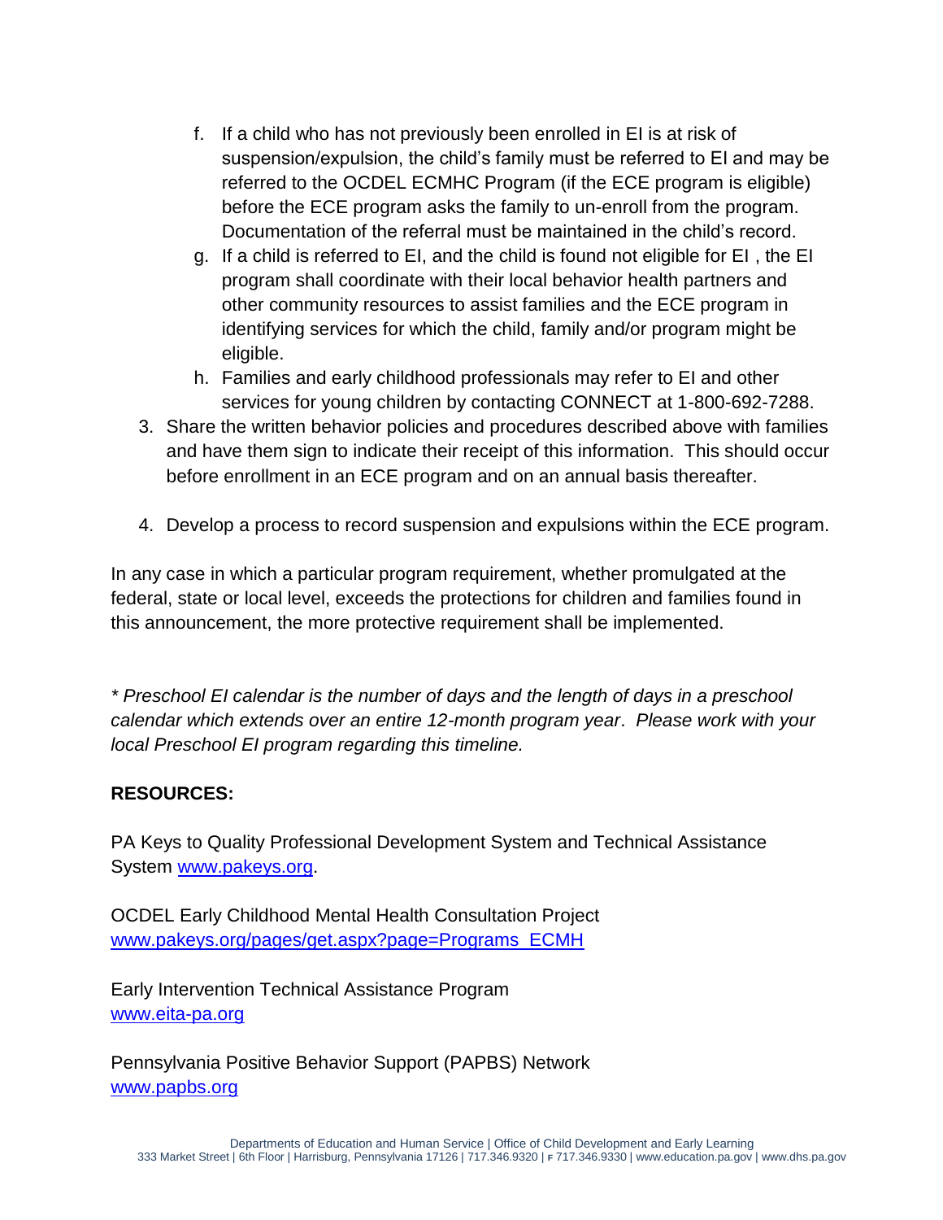f. If a child who has not previously been enrolled in EI is at risk of suspension/expulsion, the child's family must be referred to EI and may be referred to the OCDEL ECMHC Program (if the ECE program is eligible) before the ECE program asks the family to un-enroll from the program. Documentation of the referral must be maintained in the child's record.

g. If a child is referred to EI, and the child is found not eligible for EI , the EI program shall coordinate with their local behavior health partners and other community resources to assist families and the ECE program in identifying services for which the child, family and/or program might be eligible.

h. Families and early childhood professionals may refer to EI and other services for young children by contacting CONNECT at 1-800-692-7288.

3. Share the written behavior policies and procedures described above with families and have them sign to indicate their receipt of this information. This should occur before enrollment in an ECE program and on an annual basis thereafter.

4. Develop a process to record suspension and expulsions within the ECE program.

In any case in which a particular program requirement, whether promulgated at the federal, state or local level, exceeds the protections for children and families found in this announcement, the more protective requirement shall be implemented.

*\* Preschool EI calendar is the number of days and the length of days in a preschool calendar which extends over an entire 12-month program year. Please work with your local Preschool EI program regarding this timeline.*

**RESOURCES:**

PA Keys to Quality Professional Development System and Technical Assistance System [www.pakeys.org](www.pakeys.org).

OCDEL Early Childhood Mental Health Consultation Project
[www.pakeys.org/pages/get.aspx?page=Programs_ECMH](www.pakeys.org/pages/get.aspx?page=Programs_ECMH)

Early Intervention Technical Assistance Program
[www.eita-pa.org](www.eita-pa.org)

Pennsylvania Positive Behavior Support (PAPBS) Network
[www.papbs.org](www.papbs.org)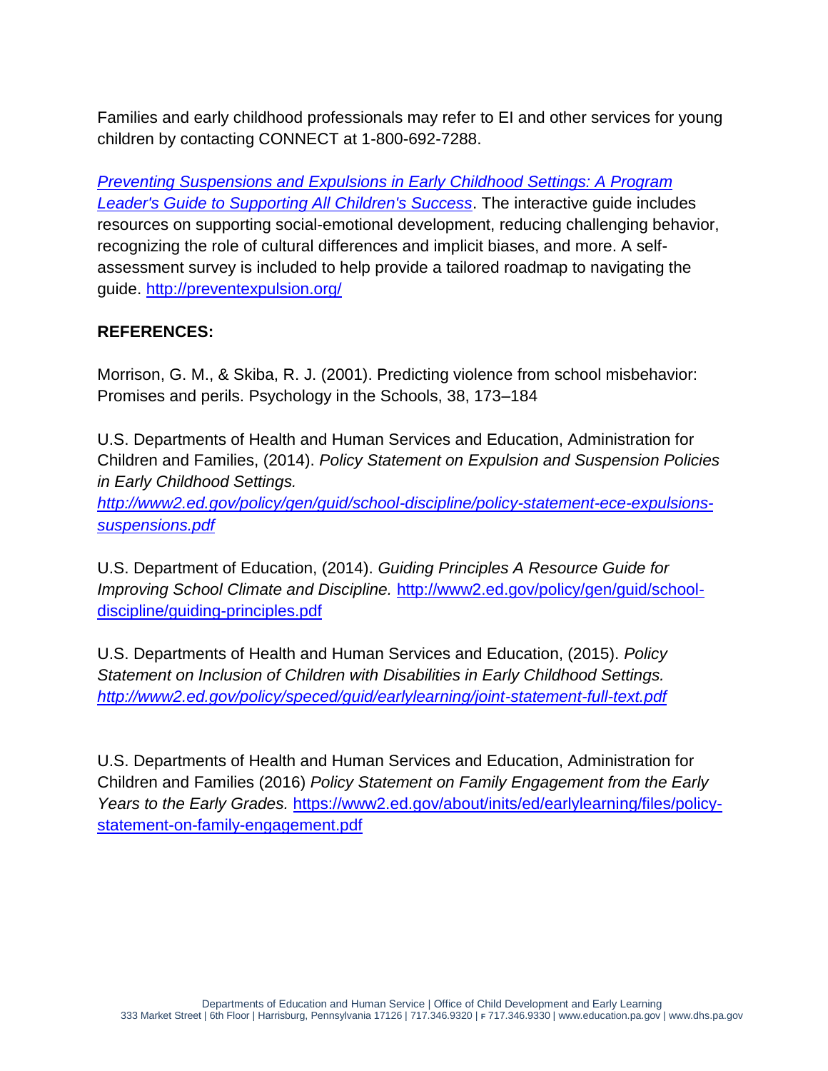Families and early childhood professionals may refer to EI and other services for young children by contacting CONNECT at 1-800-692-7288.

*Preventing Suspensions and Expulsions in Early Childhood Settings: A Program Leader's Guide to Supporting All Children's Success*. The interactive guide includes resources on supporting social-emotional development, reducing challenging behavior, recognizing the role of cultural differences and implicit biases, and more. A self-assessment survey is included to help provide a tailored roadmap to navigating the guide. http://preventexpulsion.org/

**REFERENCES:**

Morrison, G. M., & Skiba, R. J. (2001). Predicting violence from school misbehavior: Promises and perils. Psychology in the Schools, 38, 173–184

U.S. Departments of Health and Human Services and Education, Administration for Children and Families, (2014). *Policy Statement on Expulsion and Suspension Policies in Early Childhood Settings.* *http://www2.ed.gov/policy/gen/guid/school-discipline/policy-statement-ece-expulsions-suspensions.pdf*

U.S. Department of Education, (2014). *Guiding Principles A Resource Guide for Improving School Climate and Discipline.* http://www2.ed.gov/policy/gen/guid/school-discipline/guiding-principles.pdf

U.S. Departments of Health and Human Services and Education, (2015). *Policy Statement on Inclusion of Children with Disabilities in Early Childhood Settings.* *http://www2.ed.gov/policy/speced/guid/earlylearning/joint-statement-full-text.pdf*

U.S. Departments of Health and Human Services and Education, Administration for Children and Families (2016) *Policy Statement on Family Engagement from the Early Years to the Early Grades.* https://www2.ed.gov/about/inits/ed/earlylearning/files/policy-statement-on-family-engagement.pdf